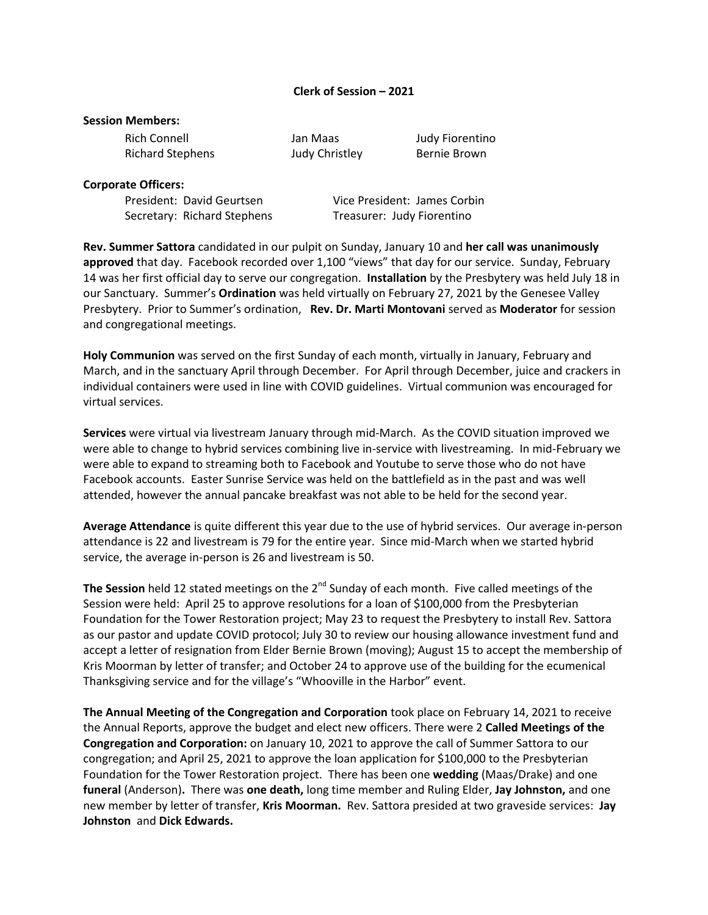# Clerk of Session – 2021

**Session Members:**

| | | |
|---|---|---|
| Rich Connell | Jan Maas | Judy Fiorentino |
| Richard Stephens | Judy Christley | Bernie Brown |

**Corporate Officers:**

| | |
|---|---|
| President: David Geurtsen | Vice President: James Corbin |
| Secretary: Richard Stephens | Treasurer: Judy Fiorentino |

**Rev. Summer Sattora** candidated in our pulpit on Sunday, January 10 and **her call was unanimously approved** that day. Facebook recorded over 1,100 "views" that day for our service. Sunday, February 14 was her first official day to serve our congregation. **Installation** by the Presbytery was held July 18 in our Sanctuary. Summer's **Ordination** was held virtually on February 27, 2021 by the Genesee Valley Presbytery. Prior to Summer's ordination, **Rev. Dr. Marti Montovani** served as **Moderator** for session and congregational meetings.

**Holy Communion** was served on the first Sunday of each month, virtually in January, February and March, and in the sanctuary April through December. For April through December, juice and crackers in individual containers were used in line with COVID guidelines. Virtual communion was encouraged for virtual services.

**Services** were virtual via livestream January through mid-March. As the COVID situation improved we were able to change to hybrid services combining live in-service with livestreaming. In mid-February we were able to expand to streaming both to Facebook and Youtube to serve those who do not have Facebook accounts. Easter Sunrise Service was held on the battlefield as in the past and was well attended, however the annual pancake breakfast was not able to be held for the second year.

**Average Attendance** is quite different this year due to the use of hybrid services. Our average in-person attendance is 22 and livestream is 79 for the entire year. Since mid-March when we started hybrid service, the average in-person is 26 and livestream is 50.

**The Session** held 12 stated meetings on the 2nd Sunday of each month. Five called meetings of the Session were held: April 25 to approve resolutions for a loan of $100,000 from the Presbyterian Foundation for the Tower Restoration project; May 23 to request the Presbytery to install Rev. Sattora as our pastor and update COVID protocol; July 30 to review our housing allowance investment fund and accept a letter of resignation from Elder Bernie Brown (moving); August 15 to accept the membership of Kris Moorman by letter of transfer; and October 24 to approve use of the building for the ecumenical Thanksgiving service and for the village's "Whooville in the Harbor" event.

**The Annual Meeting of the Congregation and Corporation** took place on February 14, 2021 to receive the Annual Reports, approve the budget and elect new officers. There were 2 **Called Meetings of the Congregation and Corporation:** on January 10, 2021 to approve the call of Summer Sattora to our congregation; and April 25, 2021 to approve the loan application for $100,000 to the Presbyterian Foundation for the Tower Restoration project. There has been one **wedding** (Maas/Drake) and one **funeral** (Anderson)**.** There was **one death,** long time member and Ruling Elder, **Jay Johnston,** and one new member by letter of transfer, **Kris Moorman.** Rev. Sattora presided at two graveside services: **Jay Johnston** and **Dick Edwards.**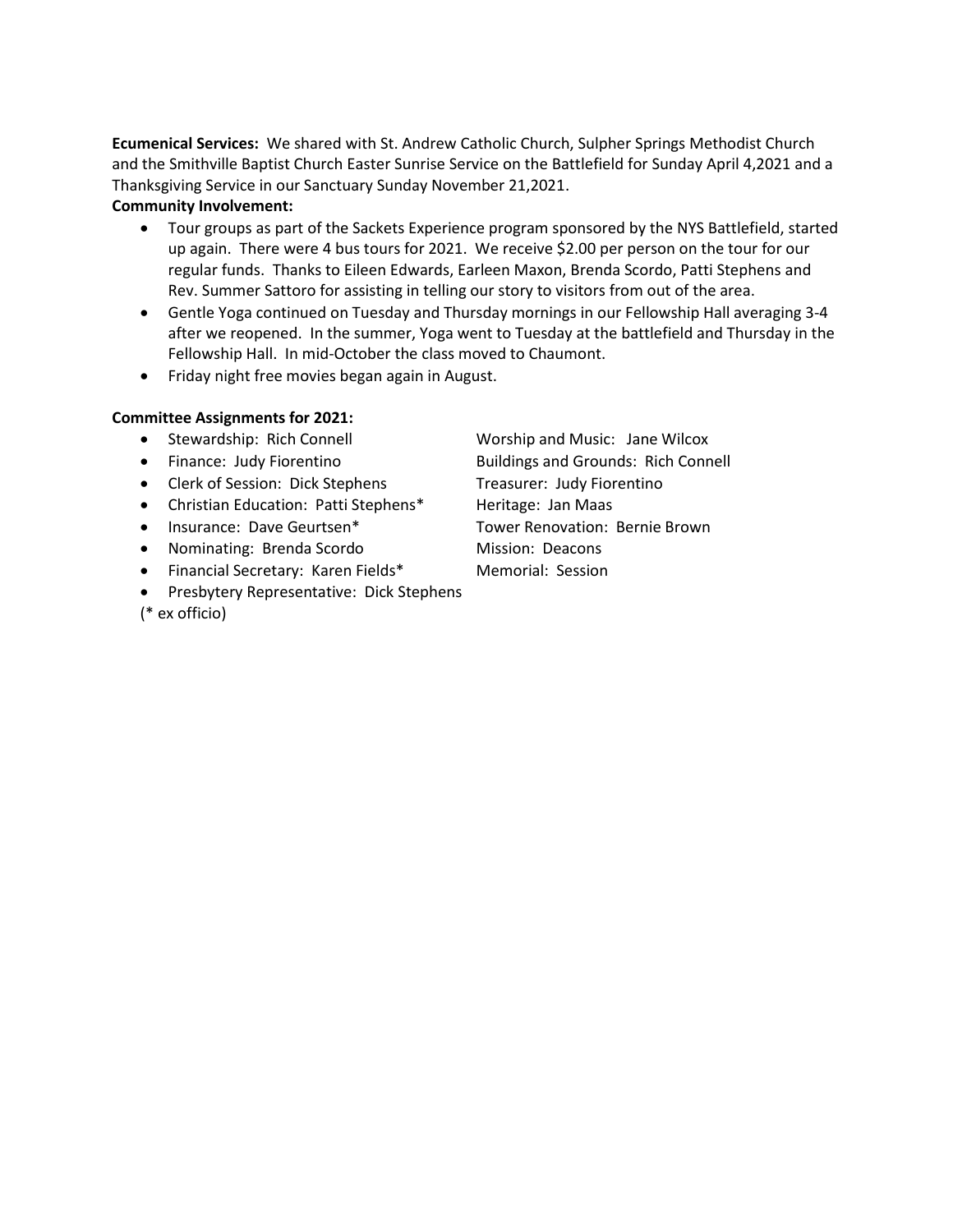**Ecumenical Services:** We shared with St. Andrew Catholic Church, Sulpher Springs Methodist Church and the Smithville Baptist Church Easter Sunrise Service on the Battlefield for Sunday April 4,2021 and a Thanksgiving Service in our Sanctuary Sunday November 21,2021.

**Community Involvement:**

- Tour groups as part of the Sackets Experience program sponsored by the NYS Battlefield, started up again. There were 4 bus tours for 2021. We receive $2.00 per person on the tour for our regular funds. Thanks to Eileen Edwards, Earleen Maxon, Brenda Scordo, Patti Stephens and Rev. Summer Sattoro for assisting in telling our story to visitors from out of the area.
- Gentle Yoga continued on Tuesday and Thursday mornings in our Fellowship Hall averaging 3-4 after we reopened. In the summer, Yoga went to Tuesday at the battlefield and Thursday in the Fellowship Hall. In mid-October the class moved to Chaumont.
- Friday night free movies began again in August.

**Committee Assignments for 2021:**

- Stewardship: Rich Connell
- Finance: Judy Fiorentino
- Clerk of Session: Dick Stephens
- Christian Education: Patti Stephens*
- Insurance: Dave Geurtsen*
- Nominating: Brenda Scordo
- Financial Secretary: Karen Fields*
- Presbytery Representative: Dick Stephens
- Worship and Music: Jane Wilcox
- Buildings and Grounds: Rich Connell
- Treasurer: Judy Fiorentino
- Heritage: Jan Maas
- Tower Renovation: Bernie Brown
- Mission: Deacons
- Memorial: Session

(* ex officio)